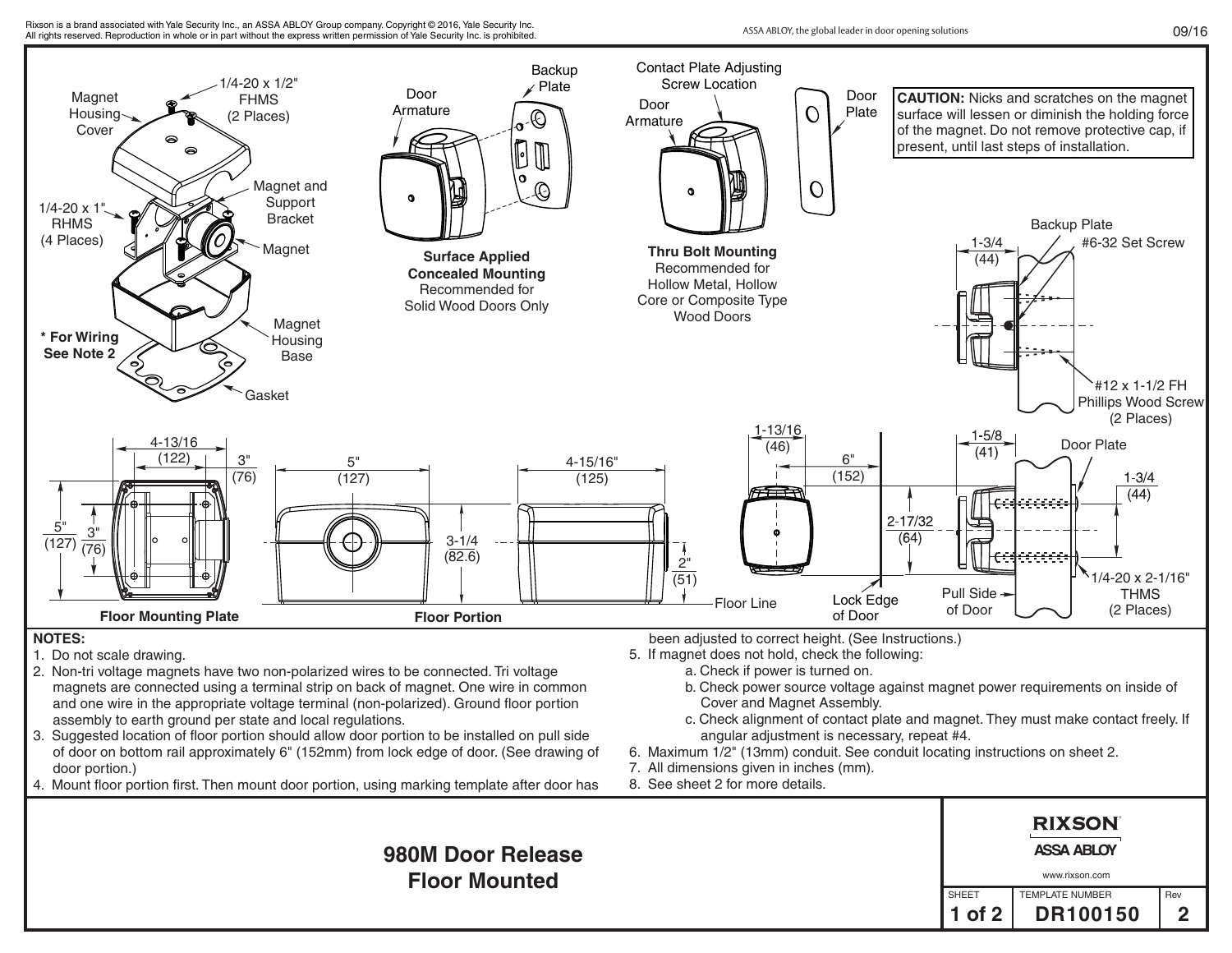# 980M Door Release Floor Mounted

Magnet Housing Cover

1/4-20 x 1/2" FHMS (2 Places)

Magnet and Support Bracket

1/4-20 x 1" RHMS (4 Places)

Magnet

Magnet Housing Base

Gasket

**\* For Wiring See Note 2**

Door Armature

Backup Plate

**Surface Applied Concealed Mounting**
Recommended for Solid Wood Doors Only

Contact Plate Adjusting Screw Location

Door Armature

Door Plate

**Thru Bolt Mounting**
Recommended for Hollow Metal, Hollow Core or Composite Type Wood Doors

**CAUTION:** Nicks and scratches on the magnet surface will lessen or diminish the holding force of the magnet. Do not remove protective cap, if present, until last steps of installation.

Backup Plate

#6-32 Set Screw

1-3/4 (44)

#12 x 1-1/2 FH Phillips Wood Screw (2 Places)

4-13/16 (122)

3" (76)

5" (127)

3" (76)

**Floor Mounting Plate**

5" (127)

3-1/4 (82.6)

4-15/16" (125)

2" (51)

**Floor Portion**

Floor Line

1-13/16 (46)

6" (152)

2-17/32 (64)

Lock Edge of Door

1-5/8 (41)

Door Plate

1-3/4 (44)

Pull Side of Door

1/4-20 x 2-1/16" THMS (2 Places)

**NOTES:**

1. Do not scale drawing.
2. Non-tri voltage magnets have two non-polarized wires to be connected. Tri voltage magnets are connected using a terminal strip on back of magnet. One wire in common and one wire in the appropriate voltage terminal (non-polarized). Ground floor portion assembly to earth ground per state and local regulations.
3. Suggested location of floor portion should allow door portion to be installed on pull side of door on bottom rail approximately 6" (152mm) from lock edge of door. (See drawing of door portion.)
4. Mount floor portion first. Then mount door portion, using marking template after door has been adjusted to correct height. (See Instructions.)
5. If magnet does not hold, check the following:
   a. Check if power is turned on.
   b. Check power source voltage against magnet power requirements on inside of Cover and Magnet Assembly.
   c. Check alignment of contact plate and magnet. They must make contact freely. If angular adjustment is necessary, repeat #4.
6. Maximum 1/2" (13mm) conduit. See conduit locating instructions on sheet 2.
7. All dimensions given in inches (mm).
8. See sheet 2 for more details.

RIXSON
ASSA ABLOY
www.rixson.com

| SHEET | TEMPLATE NUMBER | Rev |
|---|---|---|
| 1 of 2 | DR100150 | 2 |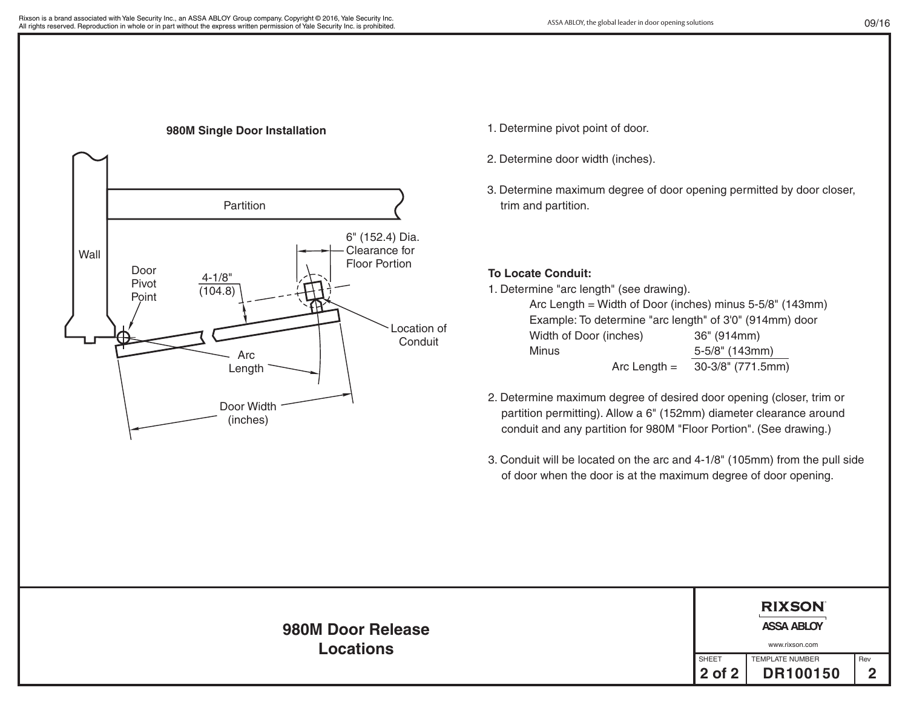### 980M Single Door Installation

Partition

Wall

Door Pivot Point

4-1/8" (104.8)

6" (152.4) Dia. Clearance for Floor Portion

Location of Conduit

Arc Length

Door Width (inches)

1. Determine pivot point of door.
2. Determine door width (inches).
3. Determine maximum degree of door opening permitted by door closer, trim and partition.

**To Locate Conduit:**

1. Determine "arc length" (see drawing).

   Arc Length = Width of Door (inches) minus 5-5/8" (143mm)

   Example: To determine "arc length" of 3'0" (914mm) door

| | |
|---|---|
| Width of Door (inches) | 36" (914mm) |
| Minus | 5-5/8" (143mm) |
| Arc Length = | 30-3/8" (771.5mm) |

2. Determine maximum degree of desired door opening (closer, trim or partition permitting). Allow a 6" (152mm) diameter clearance around conduit and any partition for 980M "Floor Portion". (See drawing.)
3. Conduit will be located on the arc and 4-1/8" (105mm) from the pull side of door when the door is at the maximum degree of door opening.

## 980M Door Release Locations

RIXSON
ASSA ABLOY
www.rixson.com

| SHEET | TEMPLATE NUMBER | Rev |
|---|---|---|
| 2 of 2 | DR100150 | 2 |